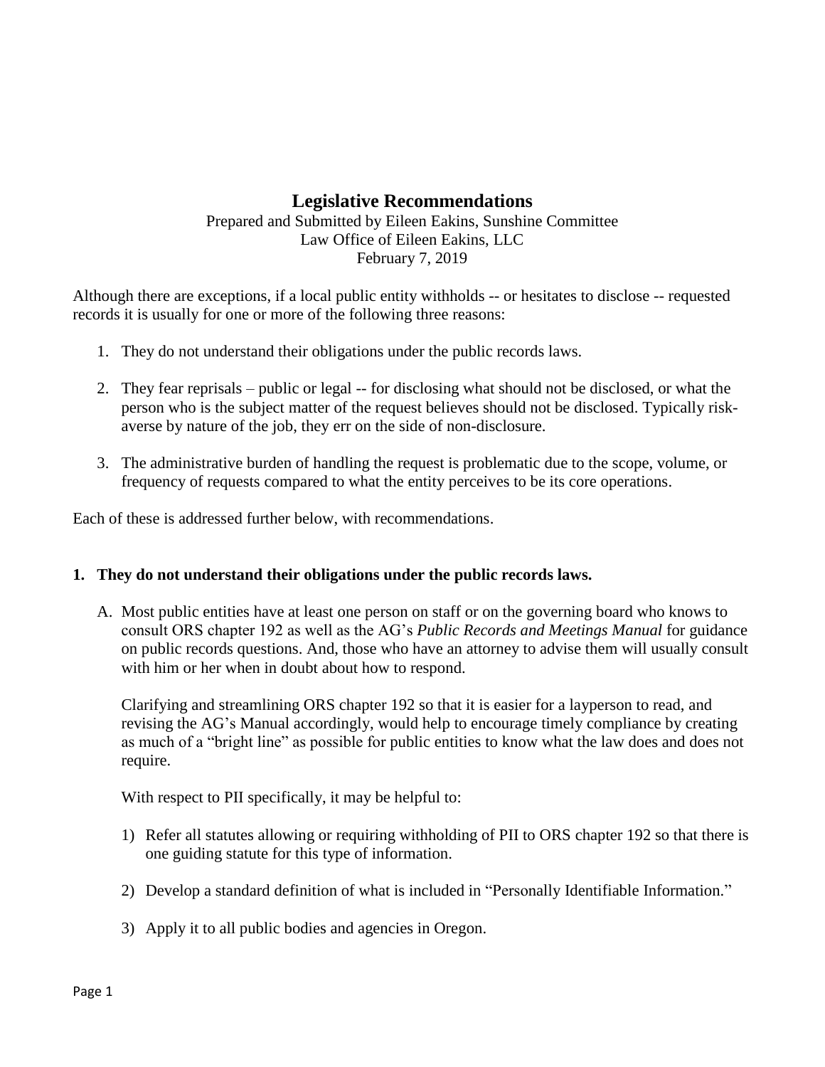# Legislative Recommendations

Prepared and Submitted by Eileen Eakins, Sunshine Committee
Law Office of Eileen Eakins, LLC
February 7, 2019

Although there are exceptions, if a local public entity withholds -- or hesitates to disclose -- requested records it is usually for one or more of the following three reasons:

1. They do not understand their obligations under the public records laws.

2. They fear reprisals – public or legal -- for disclosing what should not be disclosed, or what the person who is the subject matter of the request believes should not be disclosed. Typically risk-averse by nature of the job, they err on the side of non-disclosure.

3. The administrative burden of handling the request is problematic due to the scope, volume, or frequency of requests compared to what the entity perceives to be its core operations.

Each of these is addressed further below, with recommendations.

## 1. They do not understand their obligations under the public records laws.

A. Most public entities have at least one person on staff or on the governing board who knows to consult ORS chapter 192 as well as the AG's *Public Records and Meetings Manual* for guidance on public records questions. And, those who have an attorney to advise them will usually consult with him or her when in doubt about how to respond.

   Clarifying and streamlining ORS chapter 192 so that it is easier for a layperson to read, and revising the AG's Manual accordingly, would help to encourage timely compliance by creating as much of a "bright line" as possible for public entities to know what the law does and does not require.

   With respect to PII specifically, it may be helpful to:

   1) Refer all statutes allowing or requiring withholding of PII to ORS chapter 192 so that there is one guiding statute for this type of information.

   2) Develop a standard definition of what is included in "Personally Identifiable Information."

   3) Apply it to all public bodies and agencies in Oregon.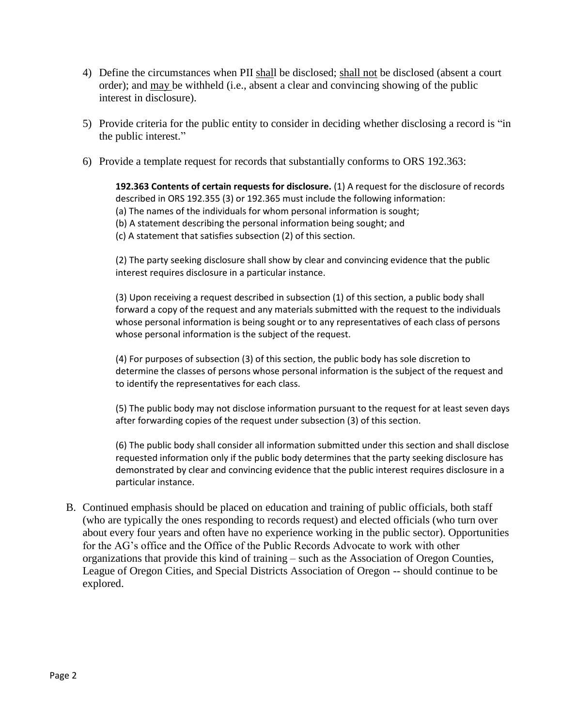4) Define the circumstances when PII <u>shall</u> be disclosed; <u>shall not</u> be disclosed (absent a court order); and <u>may</u> be withheld (i.e., absent a clear and convincing showing of the public interest in disclosure).

5) Provide criteria for the public entity to consider in deciding whether disclosing a record is "in the public interest."

6) Provide a template request for records that substantially conforms to ORS 192.363:

> **192.363 Contents of certain requests for disclosure.** (1) A request for the disclosure of records described in ORS 192.355 (3) or 192.365 must include the following information:
> (a) The names of the individuals for whom personal information is sought;
> (b) A statement describing the personal information being sought; and
> (c) A statement that satisfies subsection (2) of this section.
>
> (2) The party seeking disclosure shall show by clear and convincing evidence that the public interest requires disclosure in a particular instance.
>
> (3) Upon receiving a request described in subsection (1) of this section, a public body shall forward a copy of the request and any materials submitted with the request to the individuals whose personal information is being sought or to any representatives of each class of persons whose personal information is the subject of the request.
>
> (4) For purposes of subsection (3) of this section, the public body has sole discretion to determine the classes of persons whose personal information is the subject of the request and to identify the representatives for each class.
>
> (5) The public body may not disclose information pursuant to the request for at least seven days after forwarding copies of the request under subsection (3) of this section.
>
> (6) The public body shall consider all information submitted under this section and shall disclose requested information only if the public body determines that the party seeking disclosure has demonstrated by clear and convincing evidence that the public interest requires disclosure in a particular instance.

B. Continued emphasis should be placed on education and training of public officials, both staff (who are typically the ones responding to records request) and elected officials (who turn over about every four years and often have no experience working in the public sector). Opportunities for the AG's office and the Office of the Public Records Advocate to work with other organizations that provide this kind of training – such as the Association of Oregon Counties, League of Oregon Cities, and Special Districts Association of Oregon -- should continue to be explored.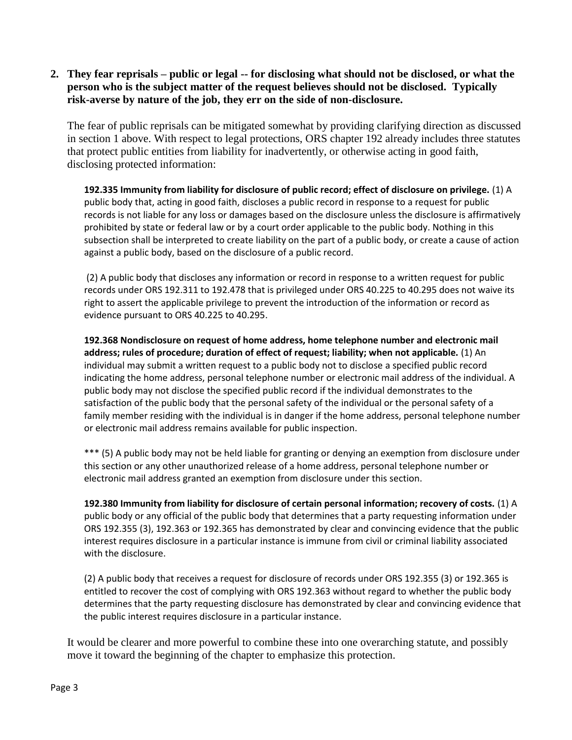2. **They fear reprisals – public or legal -- for disclosing what should not be disclosed, or what the person who is the subject matter of the request believes should not be disclosed. Typically risk-averse by nature of the job, they err on the side of non-disclosure.**

   The fear of public reprisals can be mitigated somewhat by providing clarifying direction as discussed in section 1 above. With respect to legal protections, ORS chapter 192 already includes three statutes that protect public entities from liability for inadvertently, or otherwise acting in good faith, disclosing protected information:

   > **192.335 Immunity from liability for disclosure of public record; effect of disclosure on privilege.** (1) A public body that, acting in good faith, discloses a public record in response to a request for public records is not liable for any loss or damages based on the disclosure unless the disclosure is affirmatively prohibited by state or federal law or by a court order applicable to the public body. Nothing in this subsection shall be interpreted to create liability on the part of a public body, or create a cause of action against a public body, based on the disclosure of a public record.
   >
   > (2) A public body that discloses any information or record in response to a written request for public records under ORS 192.311 to 192.478 that is privileged under ORS 40.225 to 40.295 does not waive its right to assert the applicable privilege to prevent the introduction of the information or record as evidence pursuant to ORS 40.225 to 40.295.
   >
   > **192.368 Nondisclosure on request of home address, home telephone number and electronic mail address; rules of procedure; duration of effect of request; liability; when not applicable.** (1) An individual may submit a written request to a public body not to disclose a specified public record indicating the home address, personal telephone number or electronic mail address of the individual. A public body may not disclose the specified public record if the individual demonstrates to the satisfaction of the public body that the personal safety of the individual or the personal safety of a family member residing with the individual is in danger if the home address, personal telephone number or electronic mail address remains available for public inspection.
   >
   > *** (5) A public body may not be held liable for granting or denying an exemption from disclosure under this section or any other unauthorized release of a home address, personal telephone number or electronic mail address granted an exemption from disclosure under this section.
   >
   > **192.380 Immunity from liability for disclosure of certain personal information; recovery of costs.** (1) A public body or any official of the public body that determines that a party requesting information under ORS 192.355 (3), 192.363 or 192.365 has demonstrated by clear and convincing evidence that the public interest requires disclosure in a particular instance is immune from civil or criminal liability associated with the disclosure.
   >
   > (2) A public body that receives a request for disclosure of records under ORS 192.355 (3) or 192.365 is entitled to recover the cost of complying with ORS 192.363 without regard to whether the public body determines that the party requesting disclosure has demonstrated by clear and convincing evidence that the public interest requires disclosure in a particular instance.

   It would be clearer and more powerful to combine these into one overarching statute, and possibly move it toward the beginning of the chapter to emphasize this protection.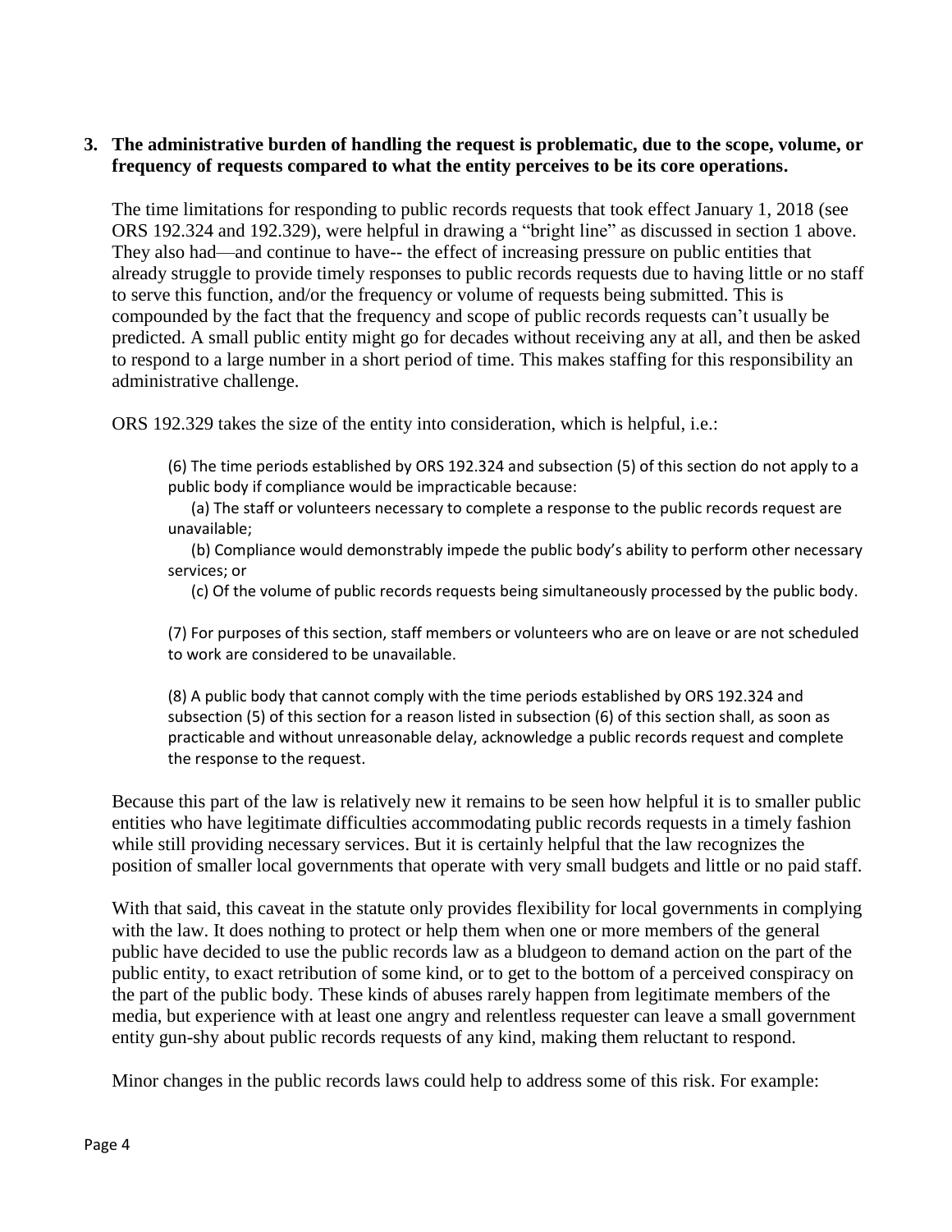**3. The administrative burden of handling the request is problematic, due to the scope, volume, or frequency of requests compared to what the entity perceives to be its core operations.**

The time limitations for responding to public records requests that took effect January 1, 2018 (see ORS 192.324 and 192.329), were helpful in drawing a "bright line" as discussed in section 1 above. They also had—and continue to have-- the effect of increasing pressure on public entities that already struggle to provide timely responses to public records requests due to having little or no staff to serve this function, and/or the frequency or volume of requests being submitted. This is compounded by the fact that the frequency and scope of public records requests can't usually be predicted. A small public entity might go for decades without receiving any at all, and then be asked to respond to a large number in a short period of time. This makes staffing for this responsibility an administrative challenge.

ORS 192.329 takes the size of the entity into consideration, which is helpful, i.e.:

> (6) The time periods established by ORS 192.324 and subsection (5) of this section do not apply to a public body if compliance would be impracticable because:
>
> (a) The staff or volunteers necessary to complete a response to the public records request are unavailable;
>
> (b) Compliance would demonstrably impede the public body's ability to perform other necessary services; or
>
> (c) Of the volume of public records requests being simultaneously processed by the public body.
>
> (7) For purposes of this section, staff members or volunteers who are on leave or are not scheduled to work are considered to be unavailable.
>
> (8) A public body that cannot comply with the time periods established by ORS 192.324 and subsection (5) of this section for a reason listed in subsection (6) of this section shall, as soon as practicable and without unreasonable delay, acknowledge a public records request and complete the response to the request.

Because this part of the law is relatively new it remains to be seen how helpful it is to smaller public entities who have legitimate difficulties accommodating public records requests in a timely fashion while still providing necessary services. But it is certainly helpful that the law recognizes the position of smaller local governments that operate with very small budgets and little or no paid staff.

With that said, this caveat in the statute only provides flexibility for local governments in complying with the law. It does nothing to protect or help them when one or more members of the general public have decided to use the public records law as a bludgeon to demand action on the part of the public entity, to exact retribution of some kind, or to get to the bottom of a perceived conspiracy on the part of the public body. These kinds of abuses rarely happen from legitimate members of the media, but experience with at least one angry and relentless requester can leave a small government entity gun-shy about public records requests of any kind, making them reluctant to respond.

Minor changes in the public records laws could help to address some of this risk. For example: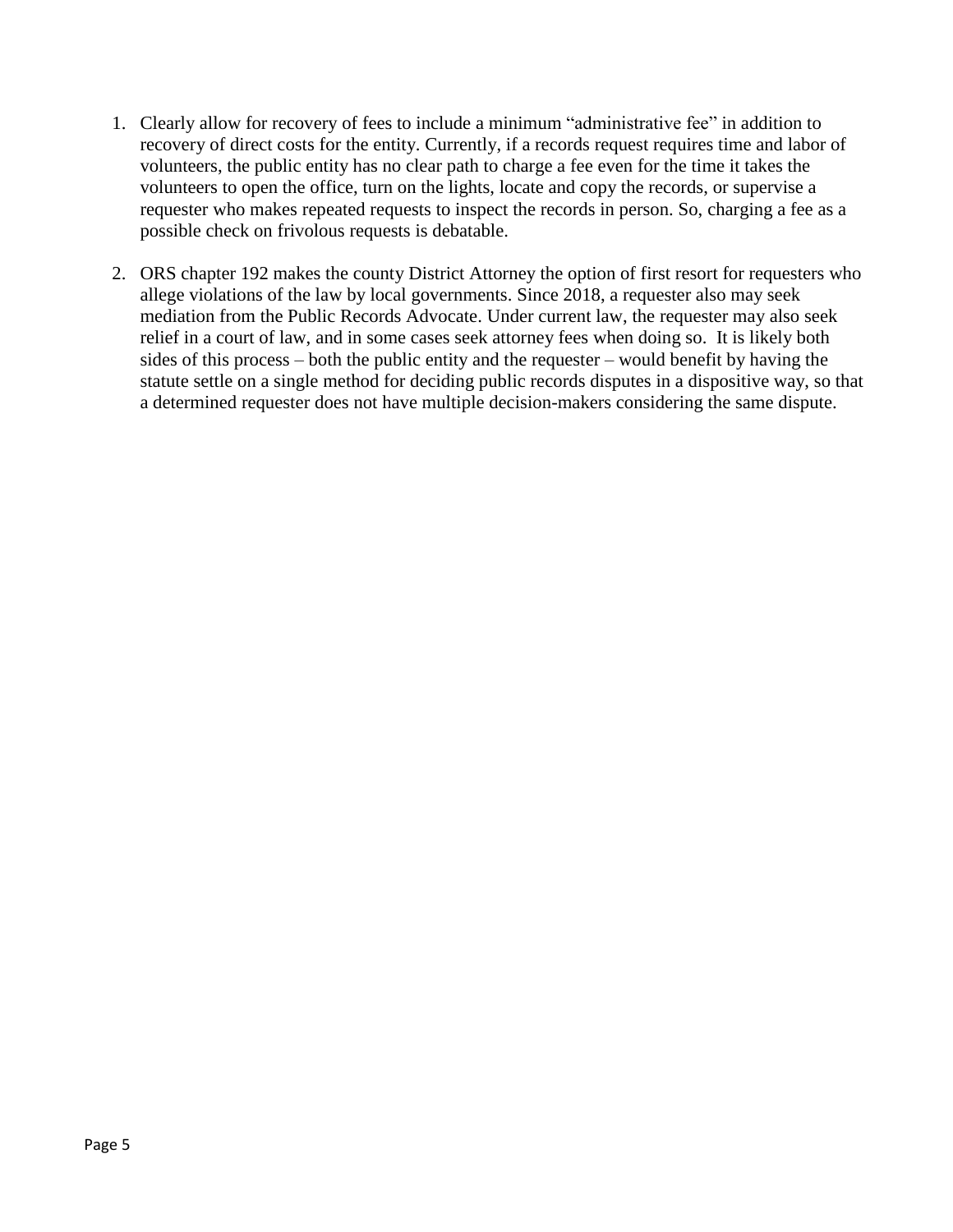1. Clearly allow for recovery of fees to include a minimum "administrative fee" in addition to recovery of direct costs for the entity. Currently, if a records request requires time and labor of volunteers, the public entity has no clear path to charge a fee even for the time it takes the volunteers to open the office, turn on the lights, locate and copy the records, or supervise a requester who makes repeated requests to inspect the records in person. So, charging a fee as a possible check on frivolous requests is debatable.

2. ORS chapter 192 makes the county District Attorney the option of first resort for requesters who allege violations of the law by local governments. Since 2018, a requester also may seek mediation from the Public Records Advocate. Under current law, the requester may also seek relief in a court of law, and in some cases seek attorney fees when doing so. It is likely both sides of this process – both the public entity and the requester – would benefit by having the statute settle on a single method for deciding public records disputes in a dispositive way, so that a determined requester does not have multiple decision-makers considering the same dispute.